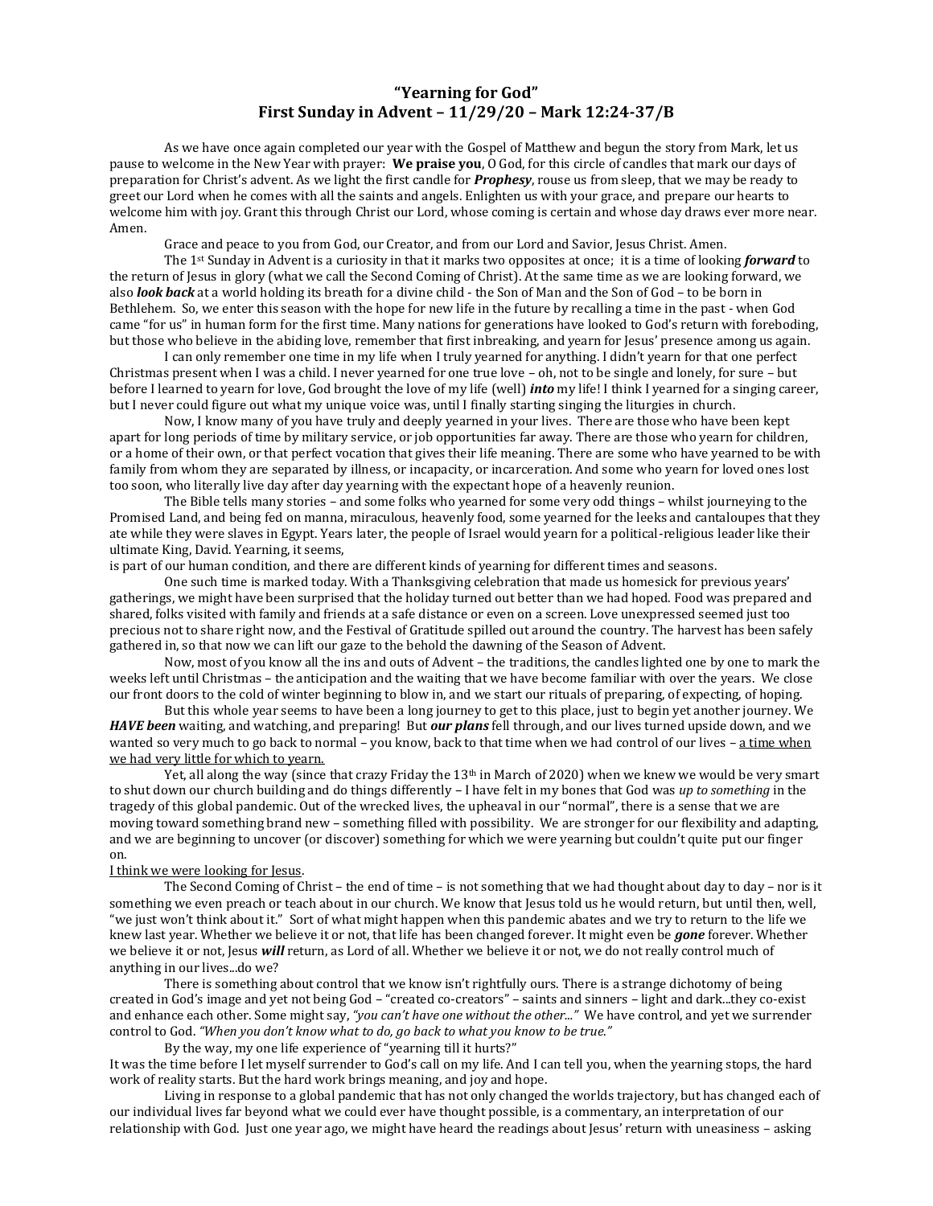# "Yearning for God"
## First Sunday in Advent – 11/29/20 – Mark 12:24-37/B

As we have once again completed our year with the Gospel of Matthew and begun the story from Mark, let us pause to welcome in the New Year with prayer: **We praise you**, O God, for this circle of candles that mark our days of preparation for Christ's advent. As we light the first candle for ***Prophesy***, rouse us from sleep, that we may be ready to greet our Lord when he comes with all the saints and angels. Enlighten us with your grace, and prepare our hearts to welcome him with joy. Grant this through Christ our Lord, whose coming is certain and whose day draws ever more near. Amen.

Grace and peace to you from God, our Creator, and from our Lord and Savior, Jesus Christ. Amen.

The 1st Sunday in Advent is a curiosity in that it marks two opposites at once; it is a time of looking ***forward*** to the return of Jesus in glory (what we call the Second Coming of Christ). At the same time as we are looking forward, we also ***look back*** at a world holding its breath for a divine child - the Son of Man and the Son of God – to be born in Bethlehem. So, we enter this season with the hope for new life in the future by recalling a time in the past - when God came "for us" in human form for the first time. Many nations for generations have looked to God's return with foreboding, but those who believe in the abiding love, remember that first inbreaking, and yearn for Jesus' presence among us again.

I can only remember one time in my life when I truly yearned for anything. I didn't yearn for that one perfect Christmas present when I was a child. I never yearned for one true love – oh, not to be single and lonely, for sure – but before I learned to yearn for love, God brought the love of my life (well) ***into*** my life! I think I yearned for a singing career, but I never could figure out what my unique voice was, until I finally starting singing the liturgies in church.

Now, I know many of you have truly and deeply yearned in your lives. There are those who have been kept apart for long periods of time by military service, or job opportunities far away. There are those who yearn for children, or a home of their own, or that perfect vocation that gives their life meaning. There are some who have yearned to be with family from whom they are separated by illness, or incapacity, or incarceration. And some who yearn for loved ones lost too soon, who literally live day after day yearning with the expectant hope of a heavenly reunion.

The Bible tells many stories – and some folks who yearned for some very odd things – whilst journeying to the Promised Land, and being fed on manna, miraculous, heavenly food, some yearned for the leeks and cantaloupes that they ate while they were slaves in Egypt. Years later, the people of Israel would yearn for a political-religious leader like their ultimate King, David. Yearning, it seems,
is part of our human condition, and there are different kinds of yearning for different times and seasons.

One such time is marked today. With a Thanksgiving celebration that made us homesick for previous years' gatherings, we might have been surprised that the holiday turned out better than we had hoped. Food was prepared and shared, folks visited with family and friends at a safe distance or even on a screen. Love unexpressed seemed just too precious not to share right now, and the Festival of Gratitude spilled out around the country. The harvest has been safely gathered in, so that now we can lift our gaze to the behold the dawning of the Season of Advent.

Now, most of you know all the ins and outs of Advent – the traditions, the candles lighted one by one to mark the weeks left until Christmas – the anticipation and the waiting that we have become familiar with over the years. We close our front doors to the cold of winter beginning to blow in, and we start our rituals of preparing, of expecting, of hoping.

But this whole year seems to have been a long journey to get to this place, just to begin yet another journey. We ***HAVE been*** waiting, and watching, and preparing! But ***our plans*** fell through, and our lives turned upside down, and we wanted so very much to go back to normal – you know, back to that time when we had control of our lives – <u>a time when we had very little for which to yearn.</u>

Yet, all along the way (since that crazy Friday the 13th in March of 2020) when we knew we would be very smart to shut down our church building and do things differently – I have felt in my bones that God was *up to something* in the tragedy of this global pandemic. Out of the wrecked lives, the upheaval in our "normal", there is a sense that we are moving toward something brand new – something filled with possibility. We are stronger for our flexibility and adapting, and we are beginning to uncover (or discover) something for which we were yearning but couldn't quite put our finger on.

<u>I think we were looking for Jesus</u>.

The Second Coming of Christ – the end of time – is not something that we had thought about day to day – nor is it something we even preach or teach about in our church. We know that Jesus told us he would return, but until then, well, "we just won't think about it." Sort of what might happen when this pandemic abates and we try to return to the life we knew last year. Whether we believe it or not, that life has been changed forever. It might even be ***gone*** forever. Whether we believe it or not, Jesus ***will*** return, as Lord of all. Whether we believe it or not, we do not really control much of anything in our lives...do we?

There is something about control that we know isn't rightfully ours. There is a strange dichotomy of being created in God's image and yet not being God – "created co-creators" – saints and sinners – light and dark...they co-exist and enhance each other. Some might say, *"you can't have one without the other..."* We have control, and yet we surrender control to God. *"When you don't know what to do, go back to what you know to be true."*

By the way, my one life experience of "yearning till it hurts?"
It was the time before I let myself surrender to God's call on my life. And I can tell you, when the yearning stops, the hard work of reality starts. But the hard work brings meaning, and joy and hope.

Living in response to a global pandemic that has not only changed the worlds trajectory, but has changed each of our individual lives far beyond what we could ever have thought possible, is a commentary, an interpretation of our relationship with God. Just one year ago, we might have heard the readings about Jesus' return with uneasiness – asking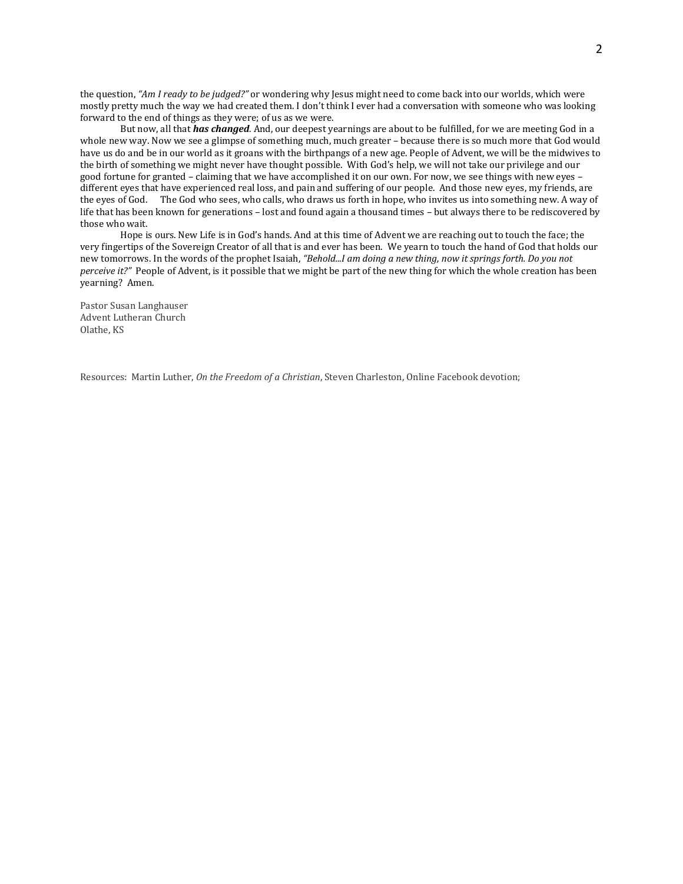the question, *"Am I ready to be judged?"* or wondering why Jesus might need to come back into our worlds, which were mostly pretty much the way we had created them. I don't think I ever had a conversation with someone who was looking forward to the end of things as they were; of us as we were.

But now, all that ***has changed***. And, our deepest yearnings are about to be fulfilled, for we are meeting God in a whole new way. Now we see a glimpse of something much, much greater – because there is so much more that God would have us do and be in our world as it groans with the birthpangs of a new age. People of Advent, we will be the midwives to the birth of something we might never have thought possible. With God's help, we will not take our privilege and our good fortune for granted – claiming that we have accomplished it on our own. For now, we see things with new eyes – different eyes that have experienced real loss, and pain and suffering of our people. And those new eyes, my friends, are the eyes of God. The God who sees, who calls, who draws us forth in hope, who invites us into something new. A way of life that has been known for generations – lost and found again a thousand times – but always there to be rediscovered by those who wait.

Hope is ours. New Life is in God's hands. And at this time of Advent we are reaching out to touch the face; the very fingertips of the Sovereign Creator of all that is and ever has been. We yearn to touch the hand of God that holds our new tomorrows. In the words of the prophet Isaiah, *"Behold...I am doing a new thing, now it springs forth. Do you not perceive it?"* People of Advent, is it possible that we might be part of the new thing for which the whole creation has been yearning? Amen.

Pastor Susan Langhauser
Advent Lutheran Church
Olathe, KS

Resources: Martin Luther, *On the Freedom of a Christian*, Steven Charleston, Online Facebook devotion;